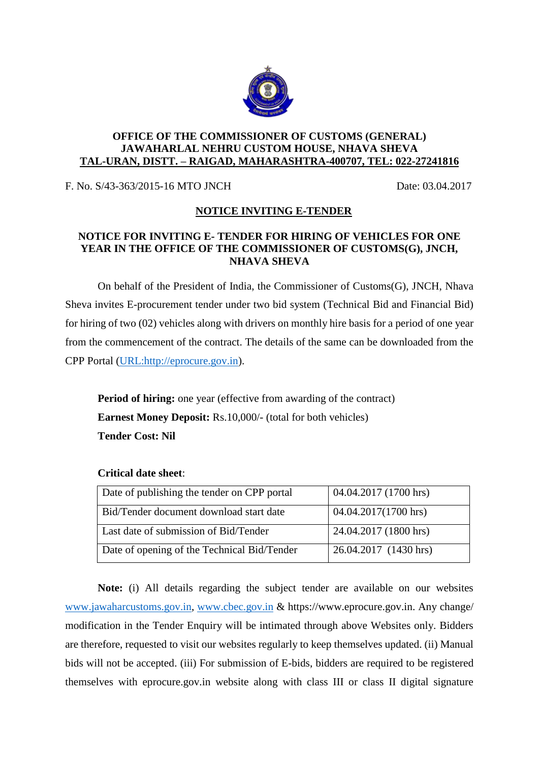**OFFICE OF THE COMMISSIONER OF CUSTOMS (GENERAL)**
**JAWAHARLAL NEHRU CUSTOM HOUSE, NHAVA SHEVA**
**TAL-URAN, DISTT. – RAIGAD, MAHARASHTRA-400707, TEL: 022-27241816**

F. No. S/43-363/2015-16 MTO JNCH Date: 03.04.2017

## NOTICE INVITING E-TENDER

### NOTICE FOR INVITING E- TENDER FOR HIRING OF VEHICLES FOR ONE YEAR IN THE OFFICE OF THE COMMISSIONER OF CUSTOMS(G), JNCH, NHAVA SHEVA

On behalf of the President of India, the Commissioner of Customs(G), JNCH, Nhava Sheva invites E-procurement tender under two bid system (Technical Bid and Financial Bid) for hiring of two (02) vehicles along with drivers on monthly hire basis for a period of one year from the commencement of the contract. The details of the same can be downloaded from the CPP Portal (URL:http://eprocure.gov.in).

**Period of hiring:** one year (effective from awarding of the contract)
**Earnest Money Deposit:** Rs.10,000/- (total for both vehicles)
**Tender Cost: Nil**

**Critical date sheet**:

| | |
|---|---|
| Date of publishing the tender on CPP portal | 04.04.2017 (1700 hrs) |
| Bid/Tender document download start date | 04.04.2017(1700 hrs) |
| Last date of submission of Bid/Tender | 24.04.2017 (1800 hrs) |
| Date of opening of the Technical Bid/Tender | 26.04.2017 (1430 hrs) |

**Note:** (i) All details regarding the subject tender are available on our websites www.jawaharcustoms.gov.in, www.cbec.gov.in & https://www.eprocure.gov.in. Any change/ modification in the Tender Enquiry will be intimated through above Websites only. Bidders are therefore, requested to visit our websites regularly to keep themselves updated. (ii) Manual bids will not be accepted. (iii) For submission of E-bids, bidders are required to be registered themselves with eprocure.gov.in website along with class III or class II digital signature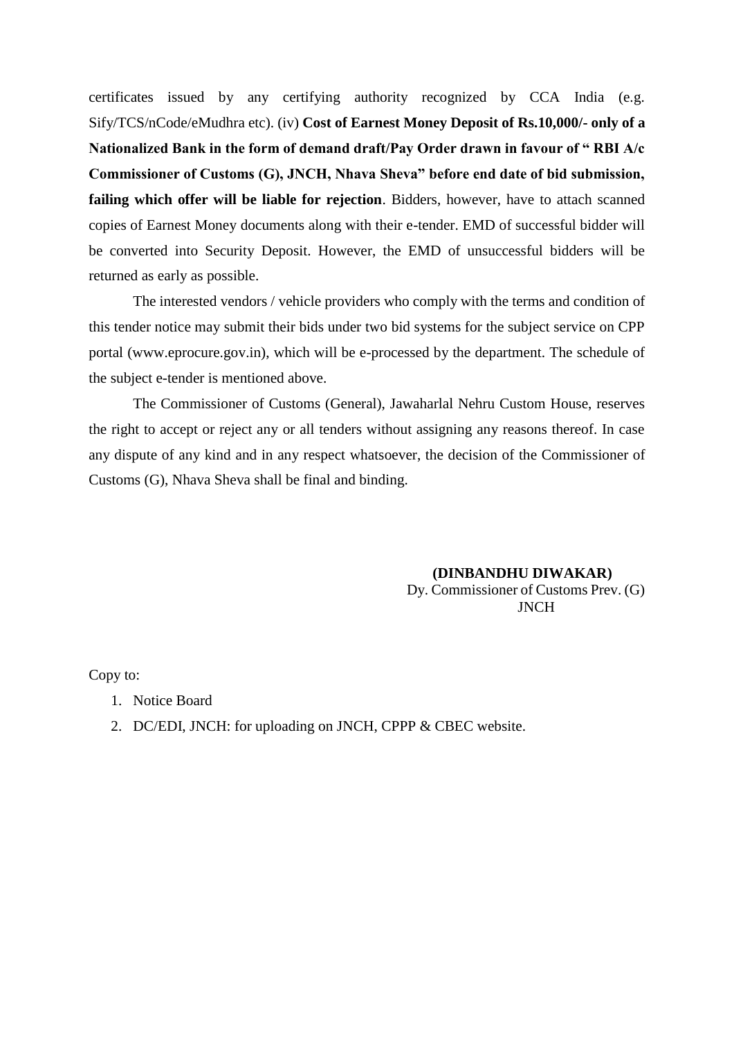certificates issued by any certifying authority recognized by CCA India (e.g. Sify/TCS/nCode/eMudhra etc). (iv) **Cost of Earnest Money Deposit of Rs.10,000/- only of a Nationalized Bank in the form of demand draft/Pay Order drawn in favour of " RBI A/c Commissioner of Customs (G), JNCH, Nhava Sheva" before end date of bid submission, failing which offer will be liable for rejection**. Bidders, however, have to attach scanned copies of Earnest Money documents along with their e-tender. EMD of successful bidder will be converted into Security Deposit. However, the EMD of unsuccessful bidders will be returned as early as possible.

The interested vendors / vehicle providers who comply with the terms and condition of this tender notice may submit their bids under two bid systems for the subject service on CPP portal (www.eprocure.gov.in), which will be e-processed by the department. The schedule of the subject e-tender is mentioned above.

The Commissioner of Customs (General), Jawaharlal Nehru Custom House, reserves the right to accept or reject any or all tenders without assigning any reasons thereof. In case any dispute of any kind and in any respect whatsoever, the decision of the Commissioner of Customs (G), Nhava Sheva shall be final and binding.

**(DINBANDHU DIWAKAR)**
Dy. Commissioner of Customs Prev. (G)
JNCH

Copy to:

1. Notice Board
2. DC/EDI, JNCH: for uploading on JNCH, CPPP & CBEC website.